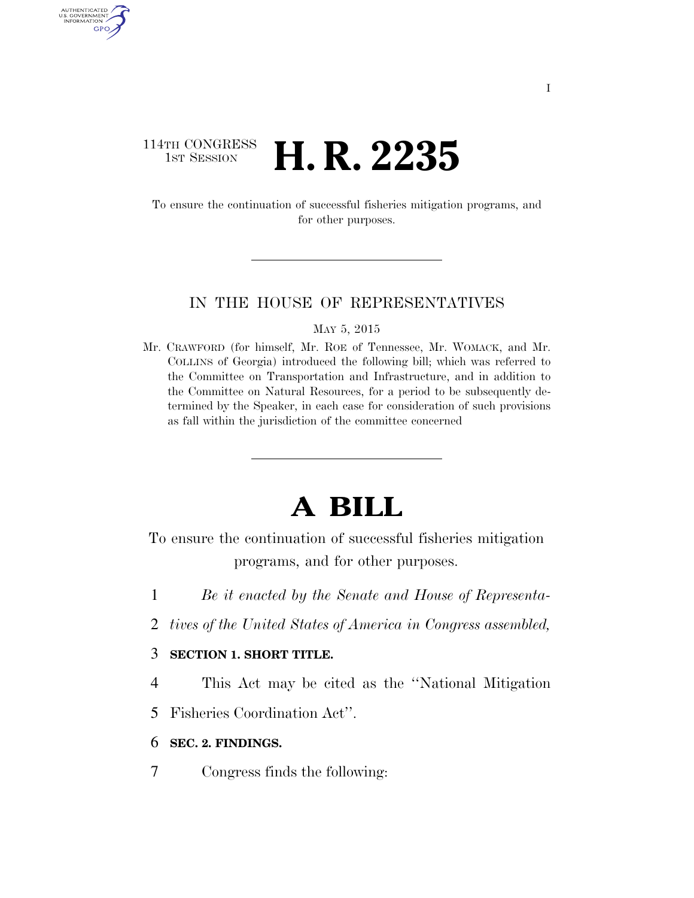114TH CONGRESS
1ST SESSION

# H. R. 2235

To ensure the continuation of successful fisheries mitigation programs, and for other purposes.

IN THE HOUSE OF REPRESENTATIVES

MAY 5, 2015

Mr. CRAWFORD (for himself, Mr. ROE of Tennessee, Mr. WOMACK, and Mr. COLLINS of Georgia) introduced the following bill; which was referred to the Committee on Transportation and Infrastructure, and in addition to the Committee on Natural Resources, for a period to be subsequently determined by the Speaker, in each case for consideration of such provisions as fall within the jurisdiction of the committee concerned

# A BILL

To ensure the continuation of successful fisheries mitigation programs, and for other purposes.

1 *Be it enacted by the Senate and House of Representa-*
2 *tives of the United States of America in Congress assembled,*

3 **SECTION 1. SHORT TITLE.**

4 This Act may be cited as the ''National Mitigation
5 Fisheries Coordination Act''.

6 **SEC. 2. FINDINGS.**

7 Congress finds the following: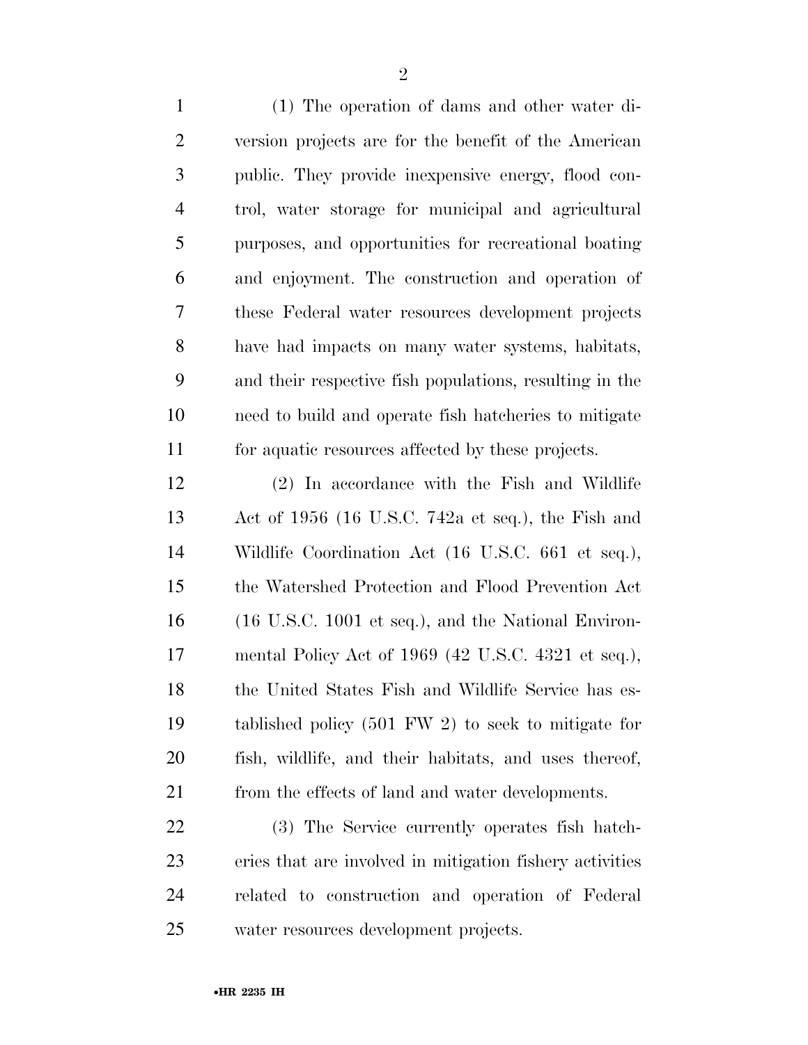(1) The operation of dams and other water diversion projects are for the benefit of the American public. They provide inexpensive energy, flood control, water storage for municipal and agricultural purposes, and opportunities for recreational boating and enjoyment. The construction and operation of these Federal water resources development projects have had impacts on many water systems, habitats, and their respective fish populations, resulting in the need to build and operate fish hatcheries to mitigate for aquatic resources affected by these projects.

(2) In accordance with the Fish and Wildlife Act of 1956 (16 U.S.C. 742a et seq.), the Fish and Wildlife Coordination Act (16 U.S.C. 661 et seq.), the Watershed Protection and Flood Prevention Act (16 U.S.C. 1001 et seq.), and the National Environmental Policy Act of 1969 (42 U.S.C. 4321 et seq.), the United States Fish and Wildlife Service has established policy (501 FW 2) to seek to mitigate for fish, wildlife, and their habitats, and uses thereof, from the effects of land and water developments.

(3) The Service currently operates fish hatcheries that are involved in mitigation fishery activities related to construction and operation of Federal water resources development projects.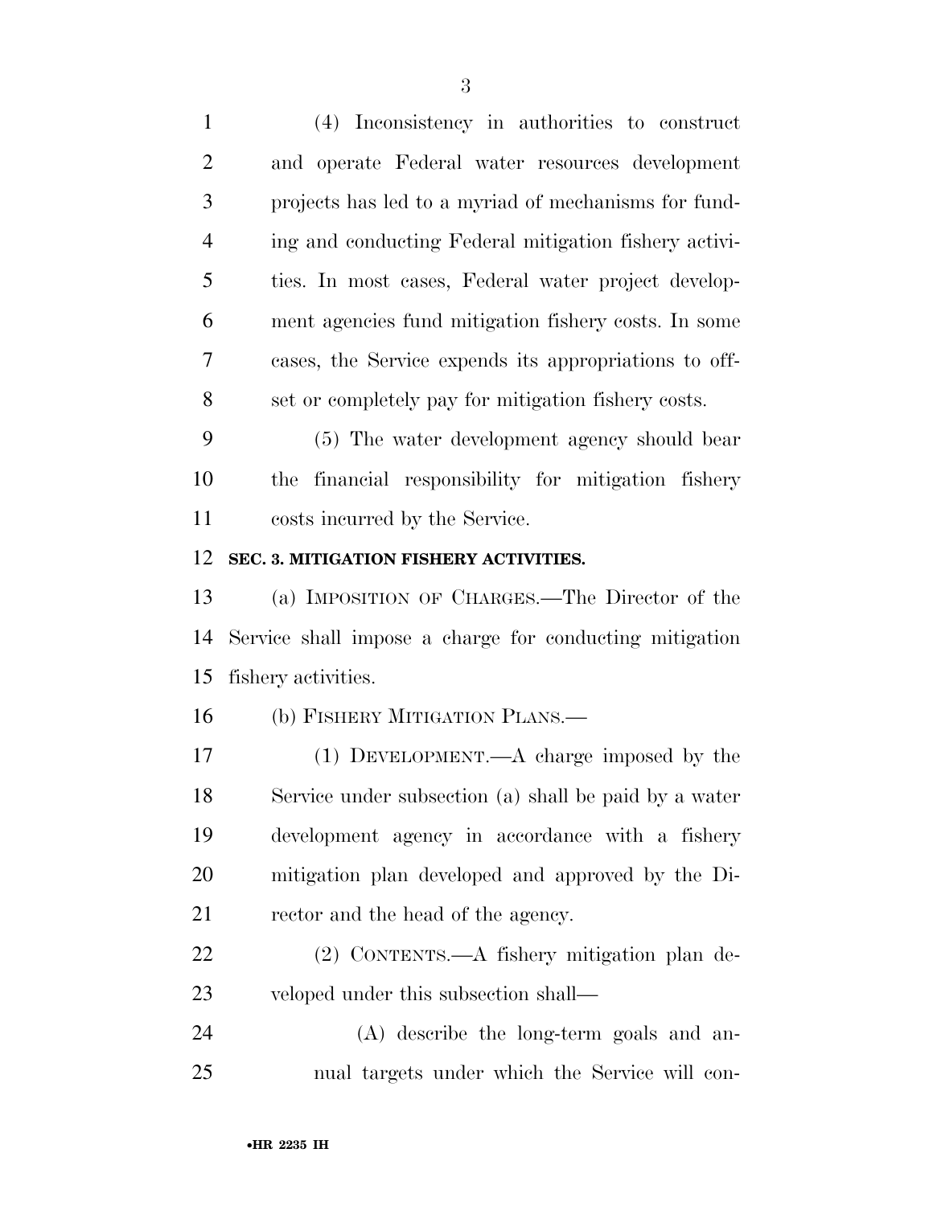(4) Inconsistency in authorities to construct and operate Federal water resources development projects has led to a myriad of mechanisms for funding and conducting Federal mitigation fishery activities. In most cases, Federal water project development agencies fund mitigation fishery costs. In some cases, the Service expends its appropriations to offset or completely pay for mitigation fishery costs.

(5) The water development agency should bear the financial responsibility for mitigation fishery costs incurred by the Service.

**SEC. 3. MITIGATION FISHERY ACTIVITIES.**

(a) IMPOSITION OF CHARGES.—The Director of the Service shall impose a charge for conducting mitigation fishery activities.

(b) FISHERY MITIGATION PLANS.—

(1) DEVELOPMENT.—A charge imposed by the Service under subsection (a) shall be paid by a water development agency in accordance with a fishery mitigation plan developed and approved by the Director and the head of the agency.

(2) CONTENTS.—A fishery mitigation plan developed under this subsection shall—

(A) describe the long-term goals and annual targets under which the Service will con-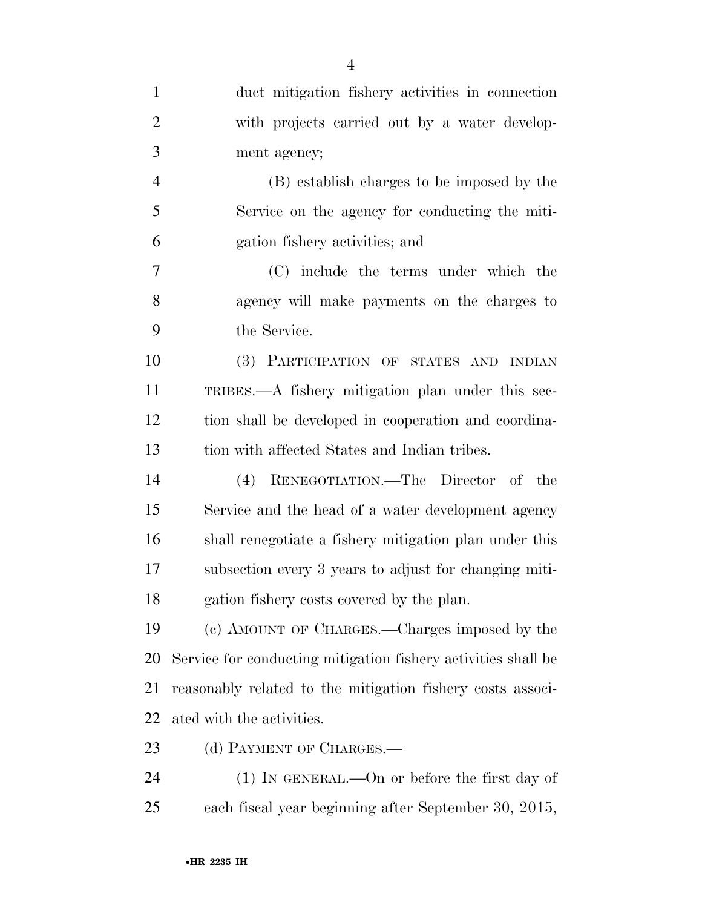duct mitigation fishery activities in connection with projects carried out by a water development agency;

(B) establish charges to be imposed by the Service on the agency for conducting the mitigation fishery activities; and

(C) include the terms under which the agency will make payments on the charges to the Service.

(3) PARTICIPATION OF STATES AND INDIAN TRIBES.—A fishery mitigation plan under this section shall be developed in cooperation and coordination with affected States and Indian tribes.

(4) RENEGOTIATION.—The Director of the Service and the head of a water development agency shall renegotiate a fishery mitigation plan under this subsection every 3 years to adjust for changing mitigation fishery costs covered by the plan.

(c) AMOUNT OF CHARGES.—Charges imposed by the Service for conducting mitigation fishery activities shall be reasonably related to the mitigation fishery costs associated with the activities.

(d) PAYMENT OF CHARGES.—

(1) IN GENERAL.—On or before the first day of each fiscal year beginning after September 30, 2015,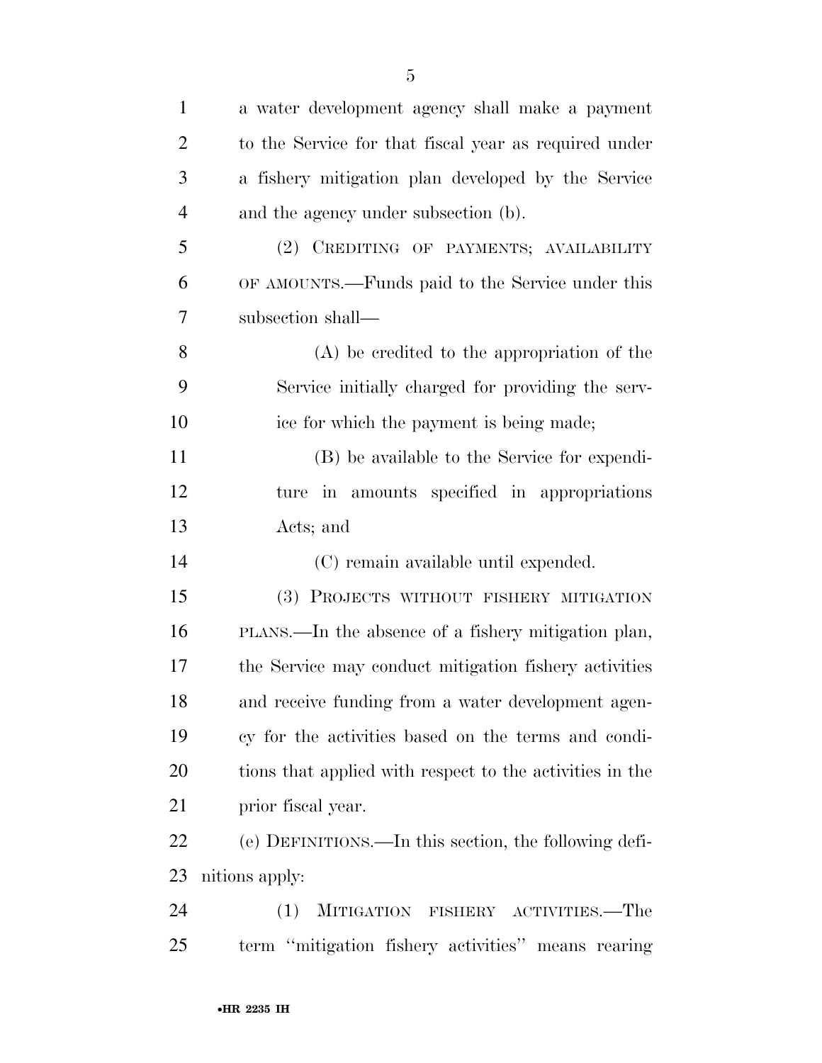a water development agency shall make a payment to the Service for that fiscal year as required under a fishery mitigation plan developed by the Service and the agency under subsection (b).

(2) CREDITING OF PAYMENTS; AVAILABILITY OF AMOUNTS.—Funds paid to the Service under this subsection shall—

(A) be credited to the appropriation of the Service initially charged for providing the service for which the payment is being made;

(B) be available to the Service for expenditure in amounts specified in appropriations Acts; and

(C) remain available until expended.

(3) PROJECTS WITHOUT FISHERY MITIGATION PLANS.—In the absence of a fishery mitigation plan, the Service may conduct mitigation fishery activities and receive funding from a water development agency for the activities based on the terms and conditions that applied with respect to the activities in the prior fiscal year.

(e) DEFINITIONS.—In this section, the following definitions apply:

(1) MITIGATION FISHERY ACTIVITIES.—The term ''mitigation fishery activities'' means rearing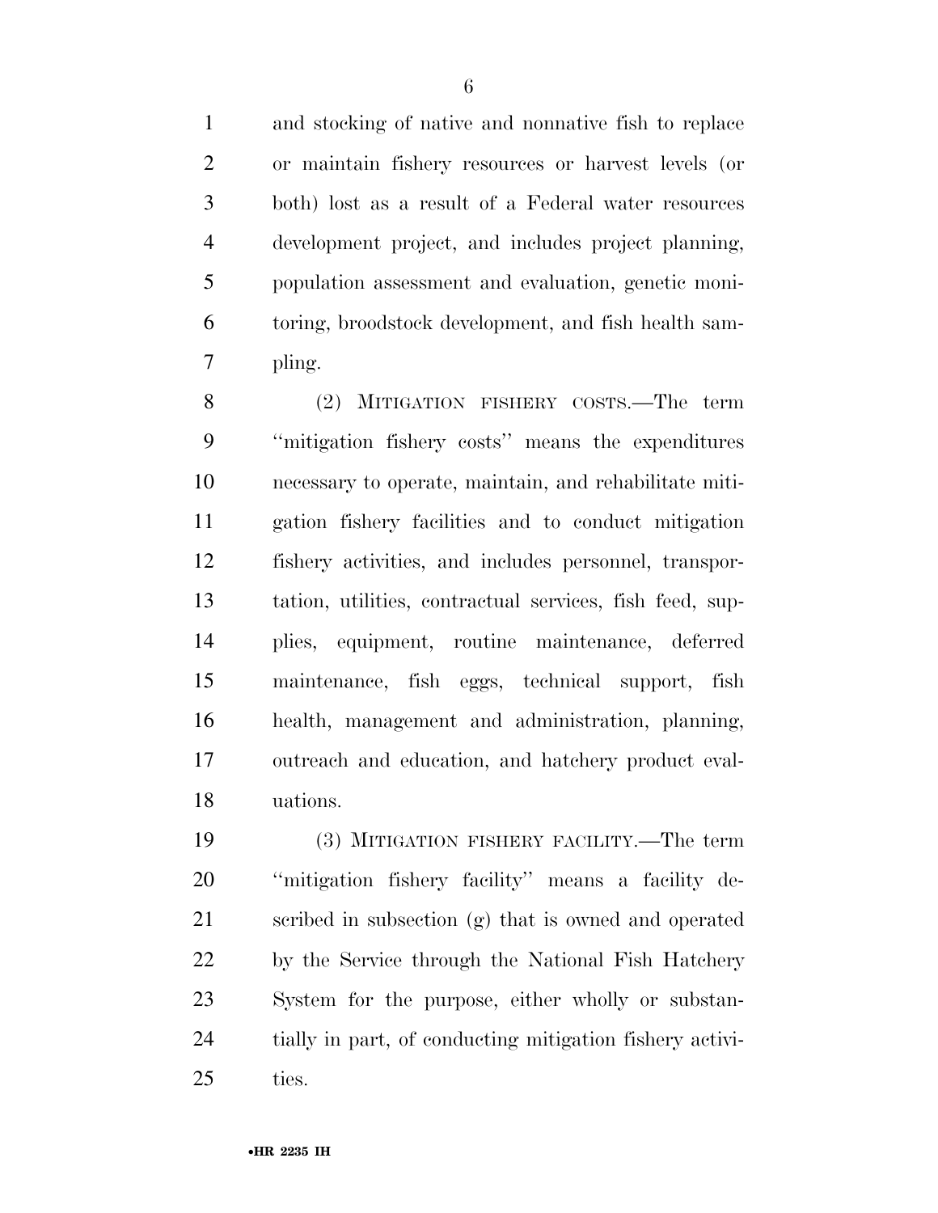and stocking of native and nonnative fish to replace or maintain fishery resources or harvest levels (or both) lost as a result of a Federal water resources development project, and includes project planning, population assessment and evaluation, genetic monitoring, broodstock development, and fish health sampling.

(2) MITIGATION FISHERY COSTS.—The term ''mitigation fishery costs'' means the expenditures necessary to operate, maintain, and rehabilitate mitigation fishery facilities and to conduct mitigation fishery activities, and includes personnel, transportation, utilities, contractual services, fish feed, supplies, equipment, routine maintenance, deferred maintenance, fish eggs, technical support, fish health, management and administration, planning, outreach and education, and hatchery product evaluations.

(3) MITIGATION FISHERY FACILITY.—The term ''mitigation fishery facility'' means a facility described in subsection (g) that is owned and operated by the Service through the National Fish Hatchery System for the purpose, either wholly or substantially in part, of conducting mitigation fishery activities.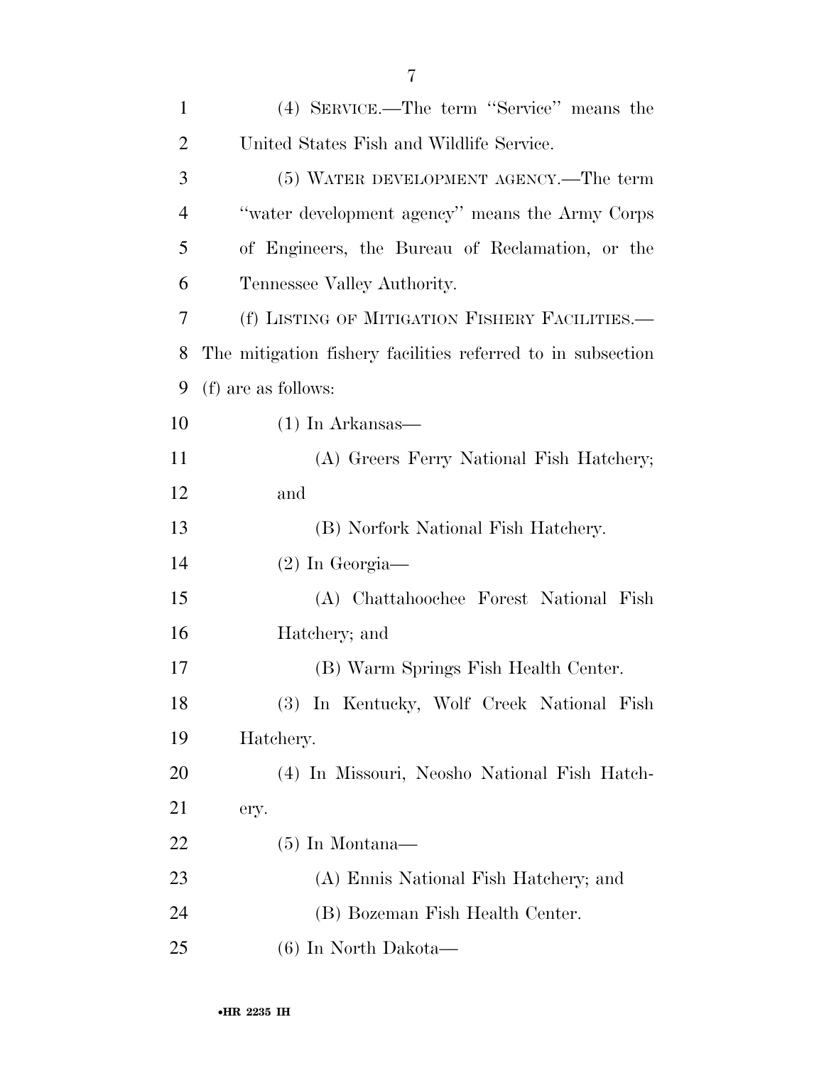(4) SERVICE.—The term "Service" means the United States Fish and Wildlife Service.

(5) WATER DEVELOPMENT AGENCY.—The term "water development agency" means the Army Corps of Engineers, the Bureau of Reclamation, or the Tennessee Valley Authority.

(f) LISTING OF MITIGATION FISHERY FACILITIES.—The mitigation fishery facilities referred to in subsection (f) are as follows:

(1) In Arkansas—

(A) Greers Ferry National Fish Hatchery; and

(B) Norfork National Fish Hatchery.

(2) In Georgia—

(A) Chattahoochee Forest National Fish Hatchery; and

(B) Warm Springs Fish Health Center.

(3) In Kentucky, Wolf Creek National Fish Hatchery.

(4) In Missouri, Neosho National Fish Hatchery.

(5) In Montana—

(A) Ennis National Fish Hatchery; and

(B) Bozeman Fish Health Center.

(6) In North Dakota—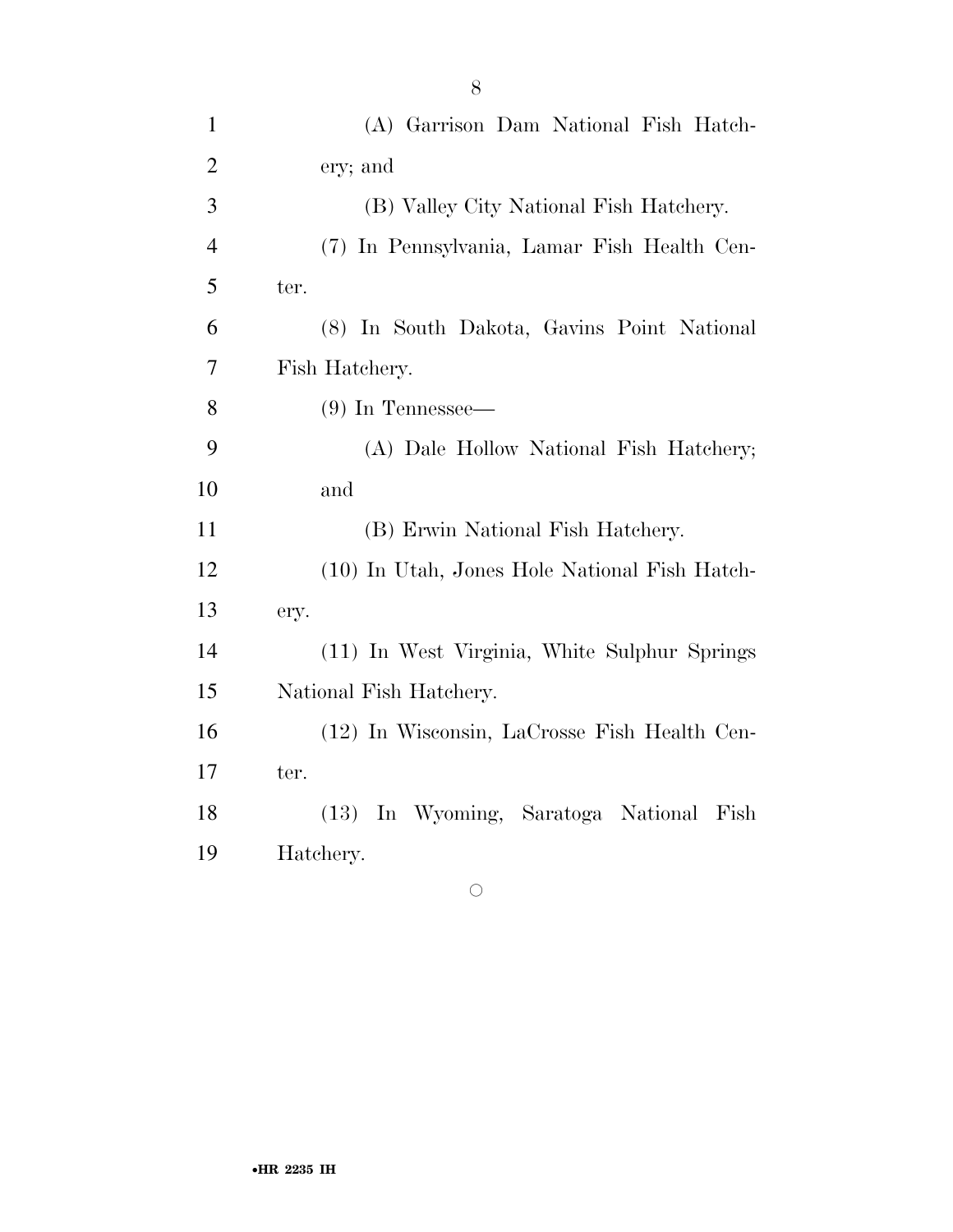(A) Garrison Dam National Fish Hatchery; and

(B) Valley City National Fish Hatchery.

(7) In Pennsylvania, Lamar Fish Health Center.

(8) In South Dakota, Gavins Point National Fish Hatchery.

(9) In Tennessee—

(A) Dale Hollow National Fish Hatchery; and

(B) Erwin National Fish Hatchery.

(10) In Utah, Jones Hole National Fish Hatchery.

(11) In West Virginia, White Sulphur Springs National Fish Hatchery.

(12) In Wisconsin, LaCrosse Fish Health Center.

(13) In Wyoming, Saratoga National Fish Hatchery.

○